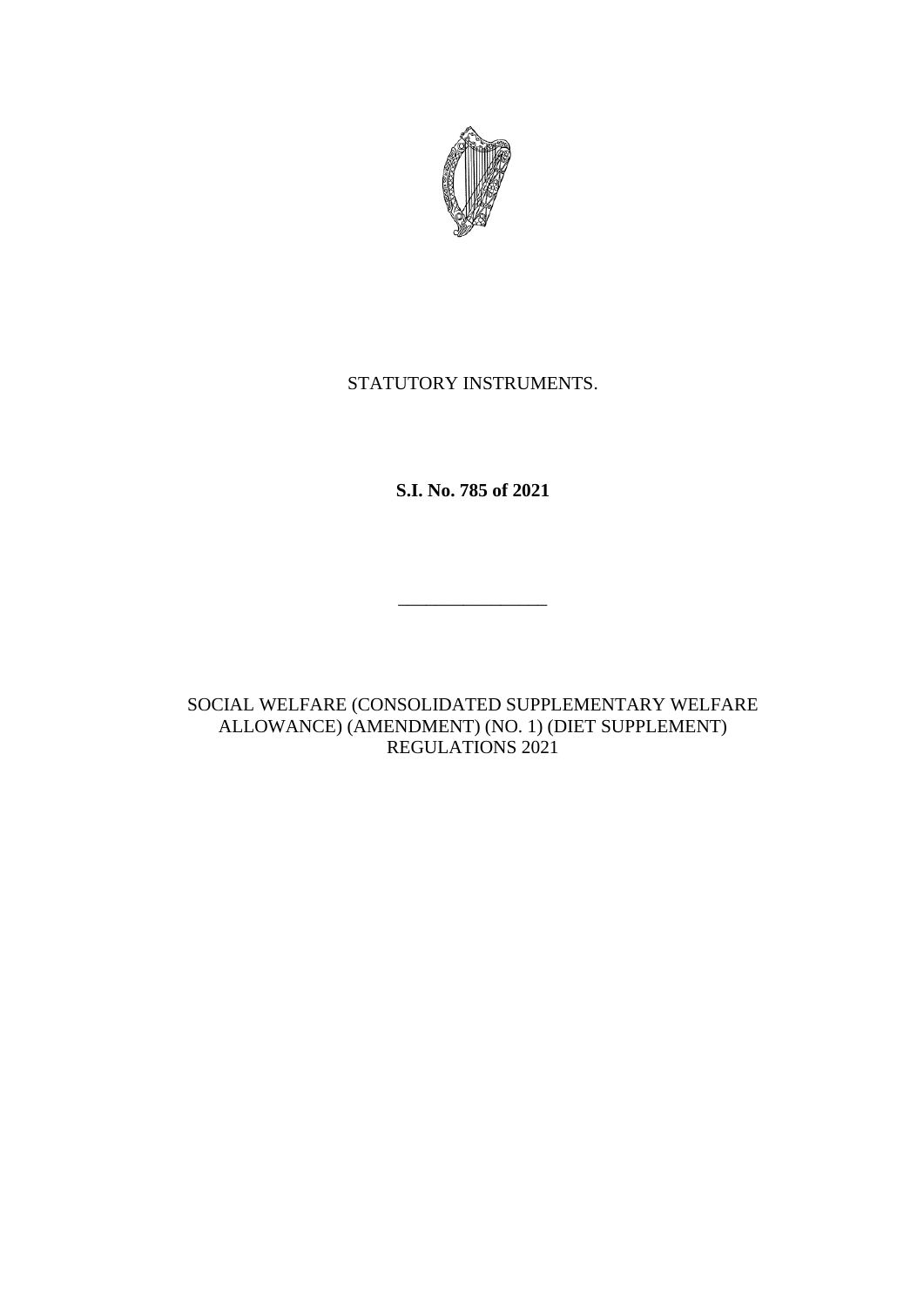STATUTORY INSTRUMENTS.

**S.I. No. 785 of 2021**

---

SOCIAL WELFARE (CONSOLIDATED SUPPLEMENTARY WELFARE ALLOWANCE) (AMENDMENT) (NO. 1) (DIET SUPPLEMENT) REGULATIONS 2021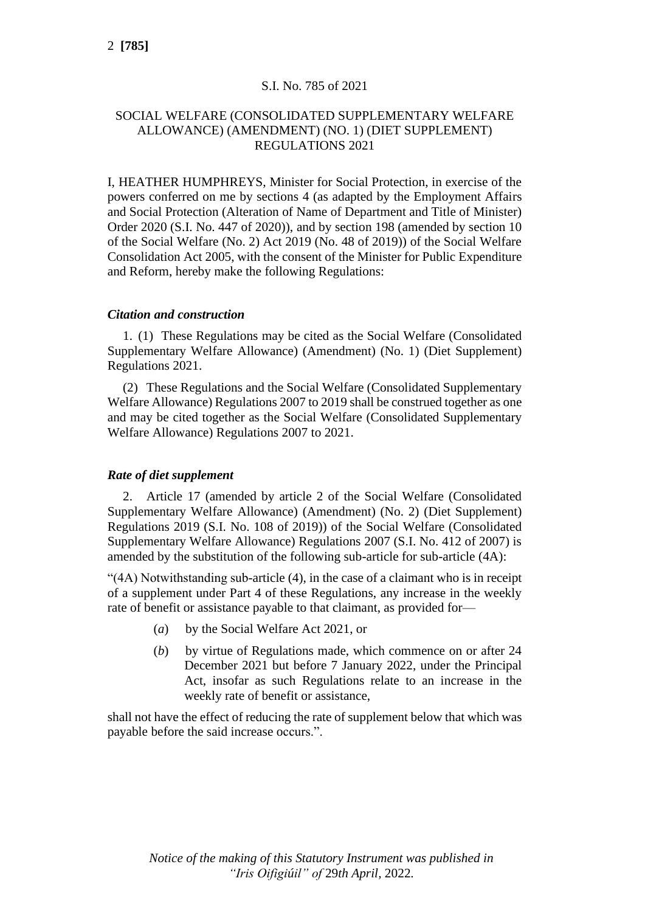S.I. No. 785 of 2021

SOCIAL WELFARE (CONSOLIDATED SUPPLEMENTARY WELFARE ALLOWANCE) (AMENDMENT) (NO. 1) (DIET SUPPLEMENT) REGULATIONS 2021

I, HEATHER HUMPHREYS, Minister for Social Protection, in exercise of the powers conferred on me by sections 4 (as adapted by the Employment Affairs and Social Protection (Alteration of Name of Department and Title of Minister) Order 2020 (S.I. No. 447 of 2020)), and by section 198 (amended by section 10 of the Social Welfare (No. 2) Act 2019 (No. 48 of 2019)) of the Social Welfare Consolidation Act 2005, with the consent of the Minister for Public Expenditure and Reform, hereby make the following Regulations:

***Citation and construction***

1. (1) These Regulations may be cited as the Social Welfare (Consolidated Supplementary Welfare Allowance) (Amendment) (No. 1) (Diet Supplement) Regulations 2021.

(2) These Regulations and the Social Welfare (Consolidated Supplementary Welfare Allowance) Regulations 2007 to 2019 shall be construed together as one and may be cited together as the Social Welfare (Consolidated Supplementary Welfare Allowance) Regulations 2007 to 2021.

***Rate of diet supplement***

2. Article 17 (amended by article 2 of the Social Welfare (Consolidated Supplementary Welfare Allowance) (Amendment) (No. 2) (Diet Supplement) Regulations 2019 (S.I. No. 108 of 2019)) of the Social Welfare (Consolidated Supplementary Welfare Allowance) Regulations 2007 (S.I. No. 412 of 2007) is amended by the substitution of the following sub-article for sub-article (4A):

"(4A) Notwithstanding sub-article (4), in the case of a claimant who is in receipt of a supplement under Part 4 of these Regulations, any increase in the weekly rate of benefit or assistance payable to that claimant, as provided for—

(*a*) by the Social Welfare Act 2021, or

(*b*) by virtue of Regulations made, which commence on or after 24 December 2021 but before 7 January 2022, under the Principal Act, insofar as such Regulations relate to an increase in the weekly rate of benefit or assistance,

shall not have the effect of reducing the rate of supplement below that which was payable before the said increase occurs.".

*Notice of the making of this Statutory Instrument was published in "Iris Oifigiúil" of* 29*th April*, 2022.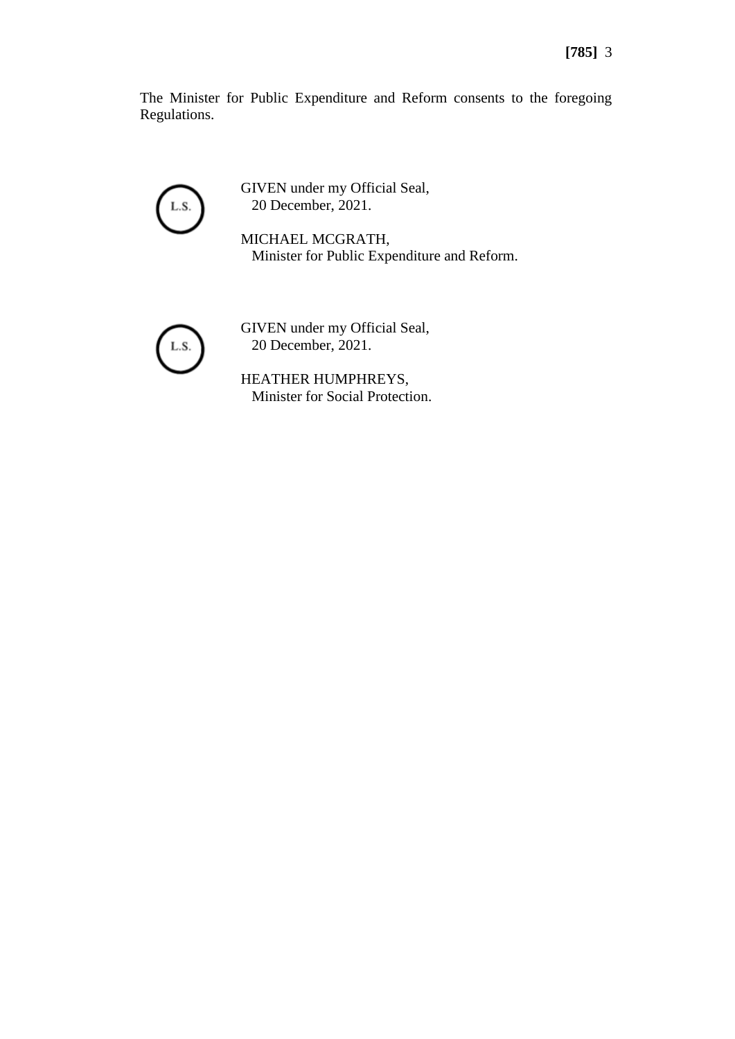The Minister for Public Expenditure and Reform consents to the foregoing Regulations.

L.S.

GIVEN under my Official Seal,
20 December, 2021.

MICHAEL MCGRATH,
Minister for Public Expenditure and Reform.

L.S.

GIVEN under my Official Seal,
20 December, 2021.

HEATHER HUMPHREYS,
Minister for Social Protection.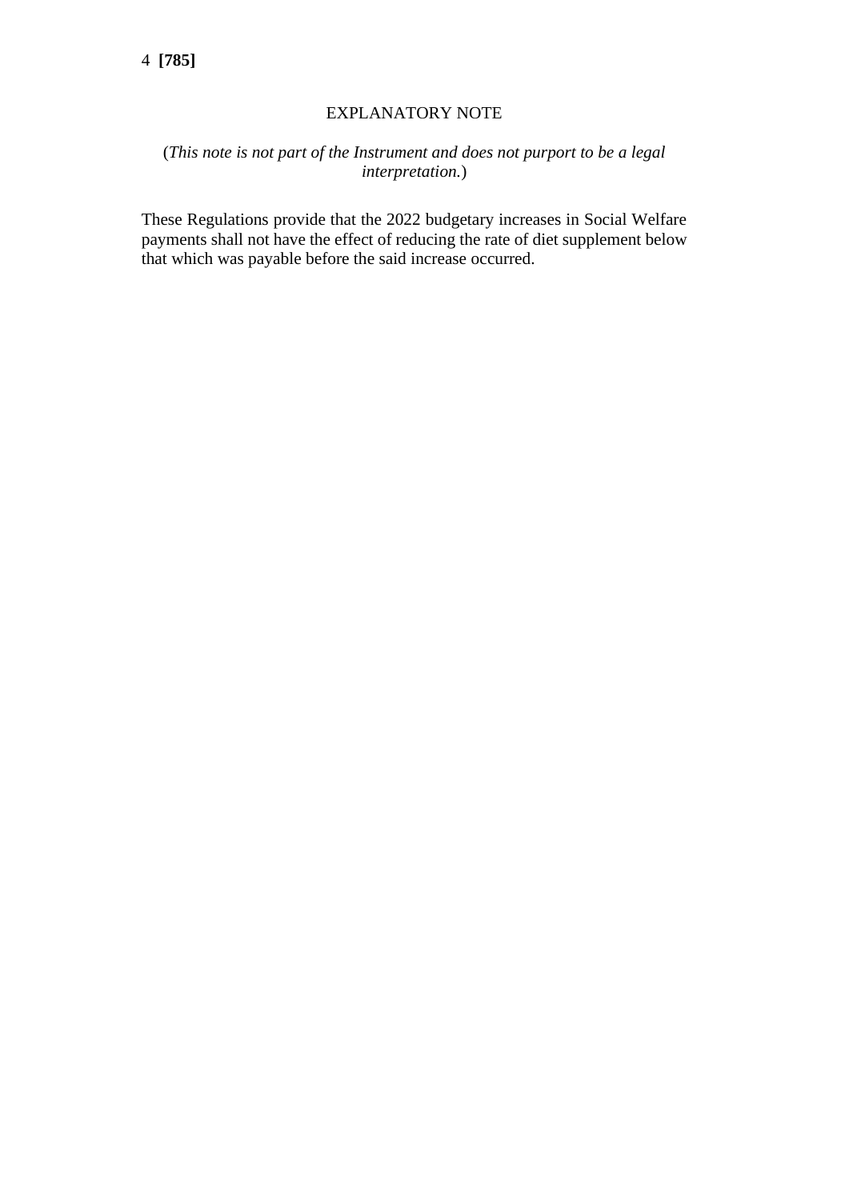## EXPLANATORY NOTE

(*This note is not part of the Instrument and does not purport to be a legal interpretation.*)

These Regulations provide that the 2022 budgetary increases in Social Welfare payments shall not have the effect of reducing the rate of diet supplement below that which was payable before the said increase occurred.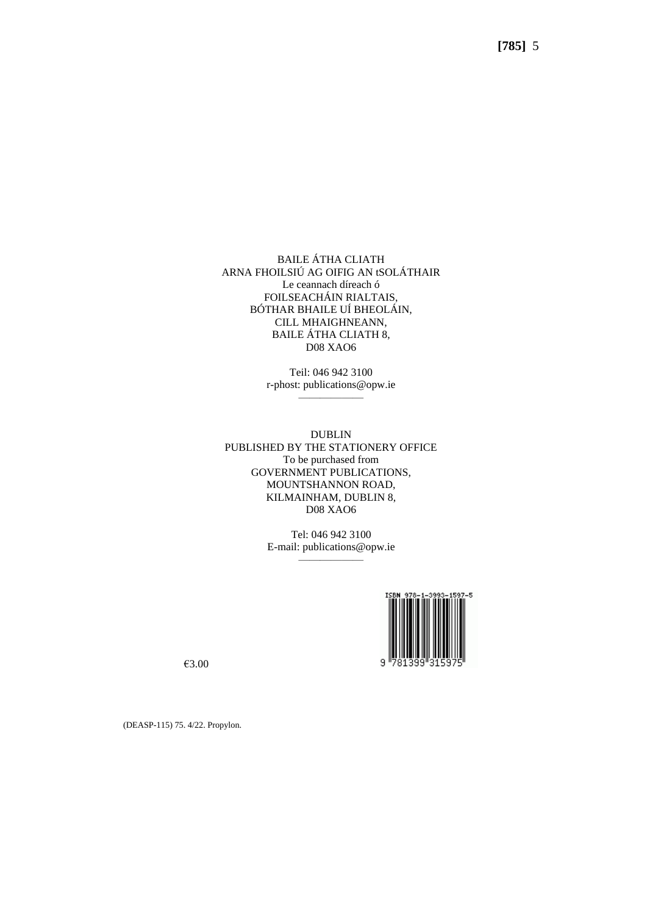BAILE ÁTHA CLIATH
ARNA FHOILSIÚ AG OIFIG AN tSOLÁTHAIR
Le ceannach díreach ó
FOILSEACHÁIN RIALTAIS,
BÓTHAR BHAILE UÍ BHEOLÁIN,
CILL MHAIGHNEANN,
BAILE ÁTHA CLIATH 8,
D08 XAO6

Teil: 046 942 3100
r-phost: publications@opw.ie

---

DUBLIN
PUBLISHED BY THE STATIONERY OFFICE
To be purchased from
GOVERNMENT PUBLICATIONS,
MOUNTSHANNON ROAD,
KILMAINHAM, DUBLIN 8,
D08 XAO6

Tel: 046 942 3100
E-mail: publications@opw.ie

---

ISBN 978-1-3993-1597-5

9 781399 315975

€3.00

(DEASP-115) 75. 4/22. Propylon.